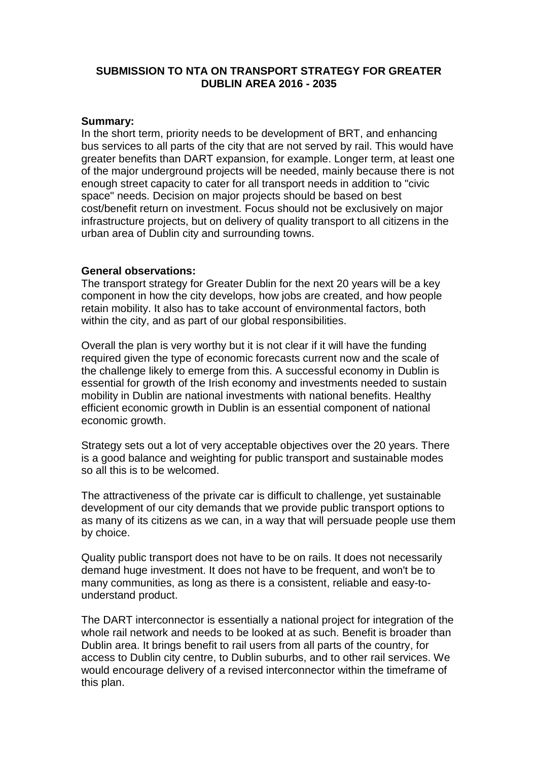# SUBMISSION TO NTA ON TRANSPORT STRATEGY FOR GREATER DUBLIN AREA 2016 - 2035

**Summary:**
In the short term, priority needs to be development of BRT, and enhancing bus services to all parts of the city that are not served by rail. This would have greater benefits than DART expansion, for example. Longer term, at least one of the major underground projects will be needed, mainly because there is not enough street capacity to cater for all transport needs in addition to "civic space" needs. Decision on major projects should be based on best cost/benefit return on investment. Focus should not be exclusively on major infrastructure projects, but on delivery of quality transport to all citizens in the urban area of Dublin city and surrounding towns.

**General observations:**
The transport strategy for Greater Dublin for the next 20 years will be a key component in how the city develops, how jobs are created, and how people retain mobility. It also has to take account of environmental factors, both within the city, and as part of our global responsibilities.

Overall the plan is very worthy but it is not clear if it will have the funding required given the type of economic forecasts current now and the scale of the challenge likely to emerge from this. A successful economy in Dublin is essential for growth of the Irish economy and investments needed to sustain mobility in Dublin are national investments with national benefits. Healthy efficient economic growth in Dublin is an essential component of national economic growth.

Strategy sets out a lot of very acceptable objectives over the 20 years. There is a good balance and weighting for public transport and sustainable modes so all this is to be welcomed.

The attractiveness of the private car is difficult to challenge, yet sustainable development of our city demands that we provide public transport options to as many of its citizens as we can, in a way that will persuade people use them by choice.

Quality public transport does not have to be on rails. It does not necessarily demand huge investment. It does not have to be frequent, and won't be to many communities, as long as there is a consistent, reliable and easy-to-understand product.

The DART interconnector is essentially a national project for integration of the whole rail network and needs to be looked at as such. Benefit is broader than Dublin area. It brings benefit to rail users from all parts of the country, for access to Dublin city centre, to Dublin suburbs, and to other rail services. We would encourage delivery of a revised interconnector within the timeframe of this plan.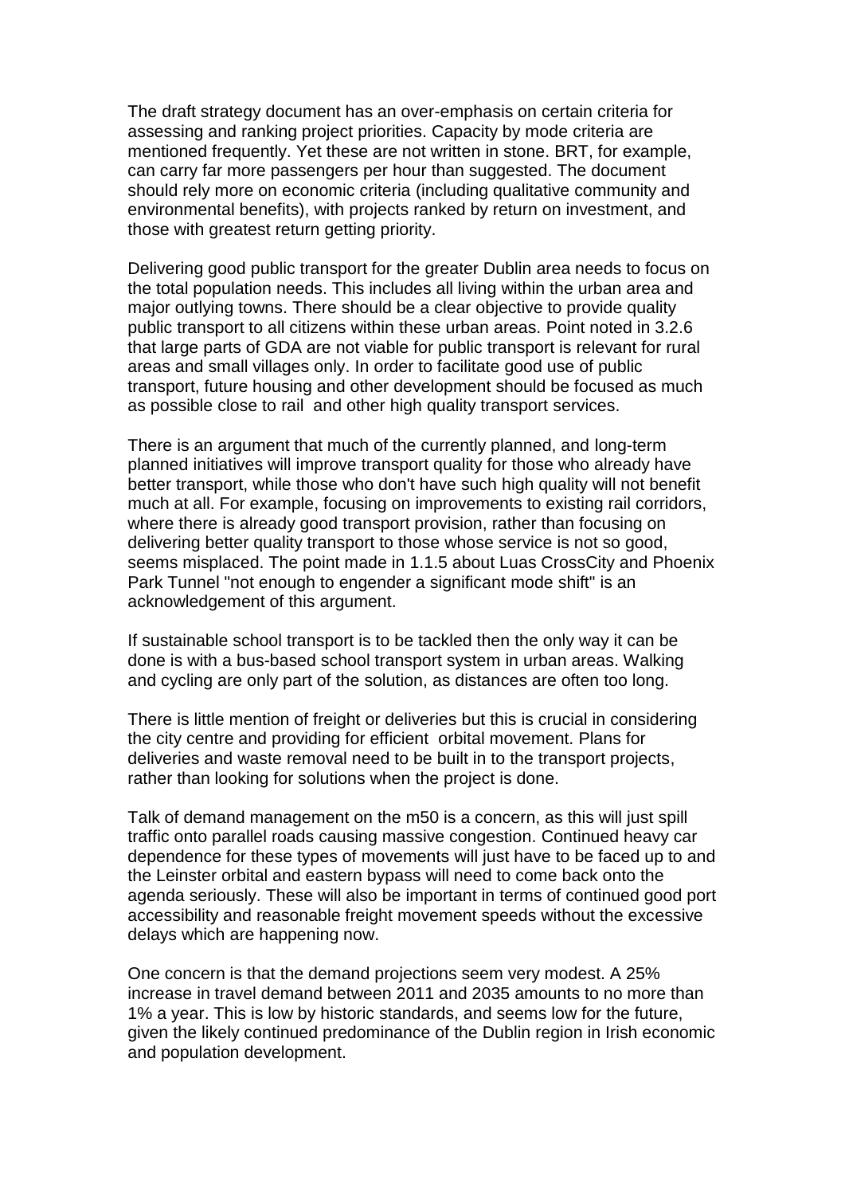The draft strategy document has an over-emphasis on certain criteria for assessing and ranking project priorities. Capacity by mode criteria are mentioned frequently. Yet these are not written in stone. BRT, for example, can carry far more passengers per hour than suggested. The document should rely more on economic criteria (including qualitative community and environmental benefits), with projects ranked by return on investment, and those with greatest return getting priority.

Delivering good public transport for the greater Dublin area needs to focus on the total population needs. This includes all living within the urban area and major outlying towns. There should be a clear objective to provide quality public transport to all citizens within these urban areas. Point noted in 3.2.6 that large parts of GDA are not viable for public transport is relevant for rural areas and small villages only. In order to facilitate good use of public transport, future housing and other development should be focused as much as possible close to rail and other high quality transport services.

There is an argument that much of the currently planned, and long-term planned initiatives will improve transport quality for those who already have better transport, while those who don't have such high quality will not benefit much at all. For example, focusing on improvements to existing rail corridors, where there is already good transport provision, rather than focusing on delivering better quality transport to those whose service is not so good, seems misplaced. The point made in 1.1.5 about Luas CrossCity and Phoenix Park Tunnel "not enough to engender a significant mode shift" is an acknowledgement of this argument.

If sustainable school transport is to be tackled then the only way it can be done is with a bus-based school transport system in urban areas. Walking and cycling are only part of the solution, as distances are often too long.

There is little mention of freight or deliveries but this is crucial in considering the city centre and providing for efficient orbital movement. Plans for deliveries and waste removal need to be built in to the transport projects, rather than looking for solutions when the project is done.

Talk of demand management on the m50 is a concern, as this will just spill traffic onto parallel roads causing massive congestion. Continued heavy car dependence for these types of movements will just have to be faced up to and the Leinster orbital and eastern bypass will need to come back onto the agenda seriously. These will also be important in terms of continued good port accessibility and reasonable freight movement speeds without the excessive delays which are happening now.

One concern is that the demand projections seem very modest. A 25% increase in travel demand between 2011 and 2035 amounts to no more than 1% a year. This is low by historic standards, and seems low for the future, given the likely continued predominance of the Dublin region in Irish economic and population development.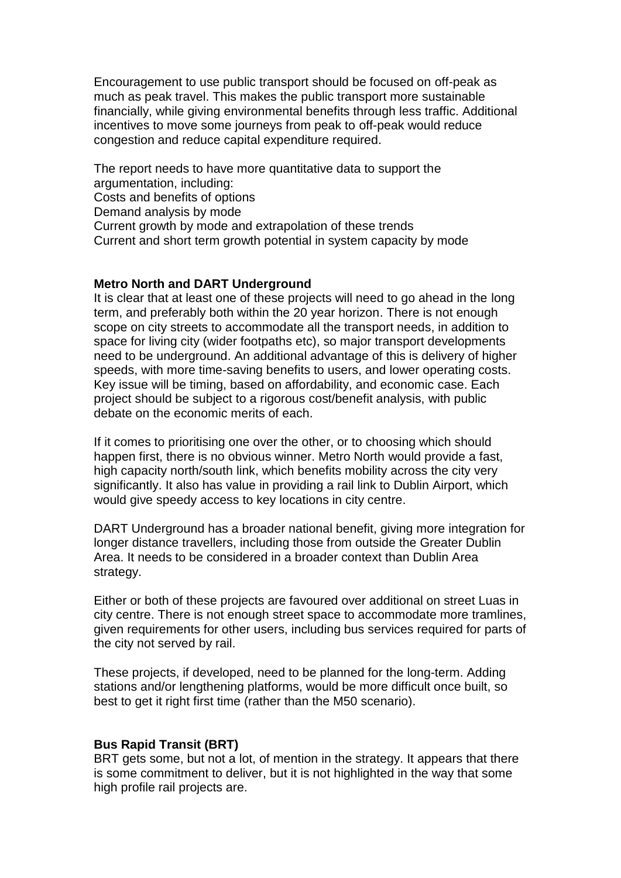Encouragement to use public transport should be focused on off-peak as much as peak travel. This makes the public transport more sustainable financially, while giving environmental benefits through less traffic. Additional incentives to move some journeys from peak to off-peak would reduce congestion and reduce capital expenditure required.

The report needs to have more quantitative data to support the argumentation, including:
Costs and benefits of options
Demand analysis by mode
Current growth by mode and extrapolation of these trends
Current and short term growth potential in system capacity by mode

**Metro North and DART Underground**
It is clear that at least one of these projects will need to go ahead in the long term, and preferably both within the 20 year horizon. There is not enough scope on city streets to accommodate all the transport needs, in addition to space for living city (wider footpaths etc), so major transport developments need to be underground. An additional advantage of this is delivery of higher speeds, with more time-saving benefits to users, and lower operating costs. Key issue will be timing, based on affordability, and economic case. Each project should be subject to a rigorous cost/benefit analysis, with public debate on the economic merits of each.

If it comes to prioritising one over the other, or to choosing which should happen first, there is no obvious winner. Metro North would provide a fast, high capacity north/south link, which benefits mobility across the city very significantly. It also has value in providing a rail link to Dublin Airport, which would give speedy access to key locations in city centre.

DART Underground has a broader national benefit, giving more integration for longer distance travellers, including those from outside the Greater Dublin Area. It needs to be considered in a broader context than Dublin Area strategy.

Either or both of these projects are favoured over additional on street Luas in city centre. There is not enough street space to accommodate more tramlines, given requirements for other users, including bus services required for parts of the city not served by rail.

These projects, if developed, need to be planned for the long-term. Adding stations and/or lengthening platforms, would be more difficult once built, so best to get it right first time (rather than the M50 scenario).

**Bus Rapid Transit (BRT)**
BRT gets some, but not a lot, of mention in the strategy. It appears that there is some commitment to deliver, but it is not highlighted in the way that some high profile rail projects are.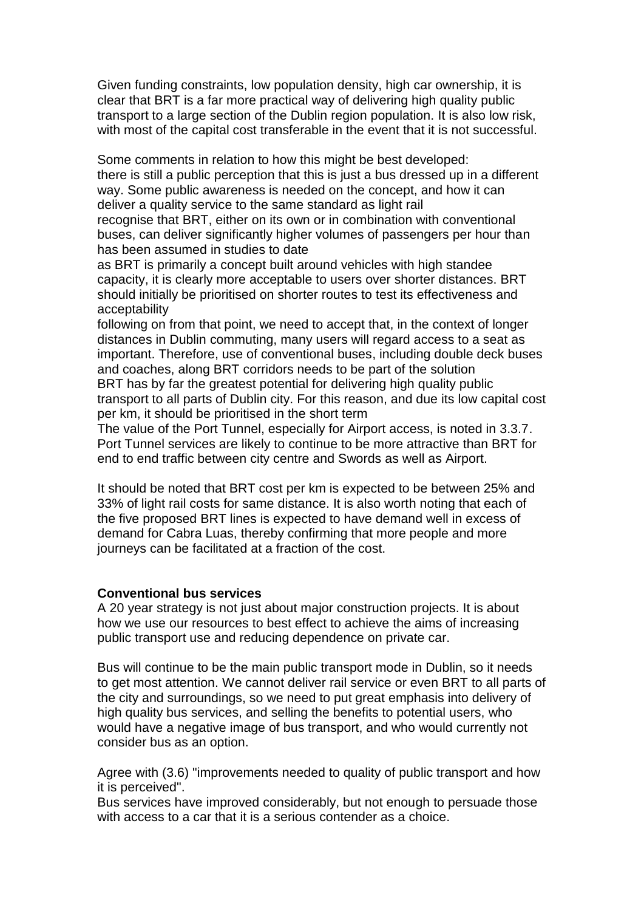Given funding constraints, low population density, high car ownership, it is clear that BRT is a far more practical way of delivering high quality public transport to a large section of the Dublin region population. It is also low risk, with most of the capital cost transferable in the event that it is not successful.

Some comments in relation to how this might be best developed:

- there is still a public perception that this is just a bus dressed up in a different way. Some public awareness is needed on the concept, and how it can deliver a quality service to the same standard as light rail
- recognise that BRT, either on its own or in combination with conventional buses, can deliver significantly higher volumes of passengers per hour than has been assumed in studies to date
- as BRT is primarily a concept built around vehicles with high standee capacity, it is clearly more acceptable to users over shorter distances. BRT should initially be prioritised on shorter routes to test its effectiveness and acceptability
- following on from that point, we need to accept that, in the context of longer distances in Dublin commuting, many users will regard access to a seat as important. Therefore, use of conventional buses, including double deck buses and coaches, along BRT corridors needs to be part of the solution
- BRT has by far the greatest potential for delivering high quality public transport to all parts of Dublin city. For this reason, and due its low capital cost per km, it should be prioritised in the short term
- The value of the Port Tunnel, especially for Airport access, is noted in 3.3.7. Port Tunnel services are likely to continue to be more attractive than BRT for end to end traffic between city centre and Swords as well as Airport.

It should be noted that BRT cost per km is expected to be between 25% and 33% of light rail costs for same distance. It is also worth noting that each of the five proposed BRT lines is expected to have demand well in excess of demand for Cabra Luas, thereby confirming that more people and more journeys can be facilitated at a fraction of the cost.

**Conventional bus services**

A 20 year strategy is not just about major construction projects. It is about how we use our resources to best effect to achieve the aims of increasing public transport use and reducing dependence on private car.

Bus will continue to be the main public transport mode in Dublin, so it needs to get most attention. We cannot deliver rail service or even BRT to all parts of the city and surroundings, so we need to put great emphasis into delivery of high quality bus services, and selling the benefits to potential users, who would have a negative image of bus transport, and who would currently not consider bus as an option.

Agree with (3.6) "improvements needed to quality of public transport and how it is perceived".

Bus services have improved considerably, but not enough to persuade those with access to a car that it is a serious contender as a choice.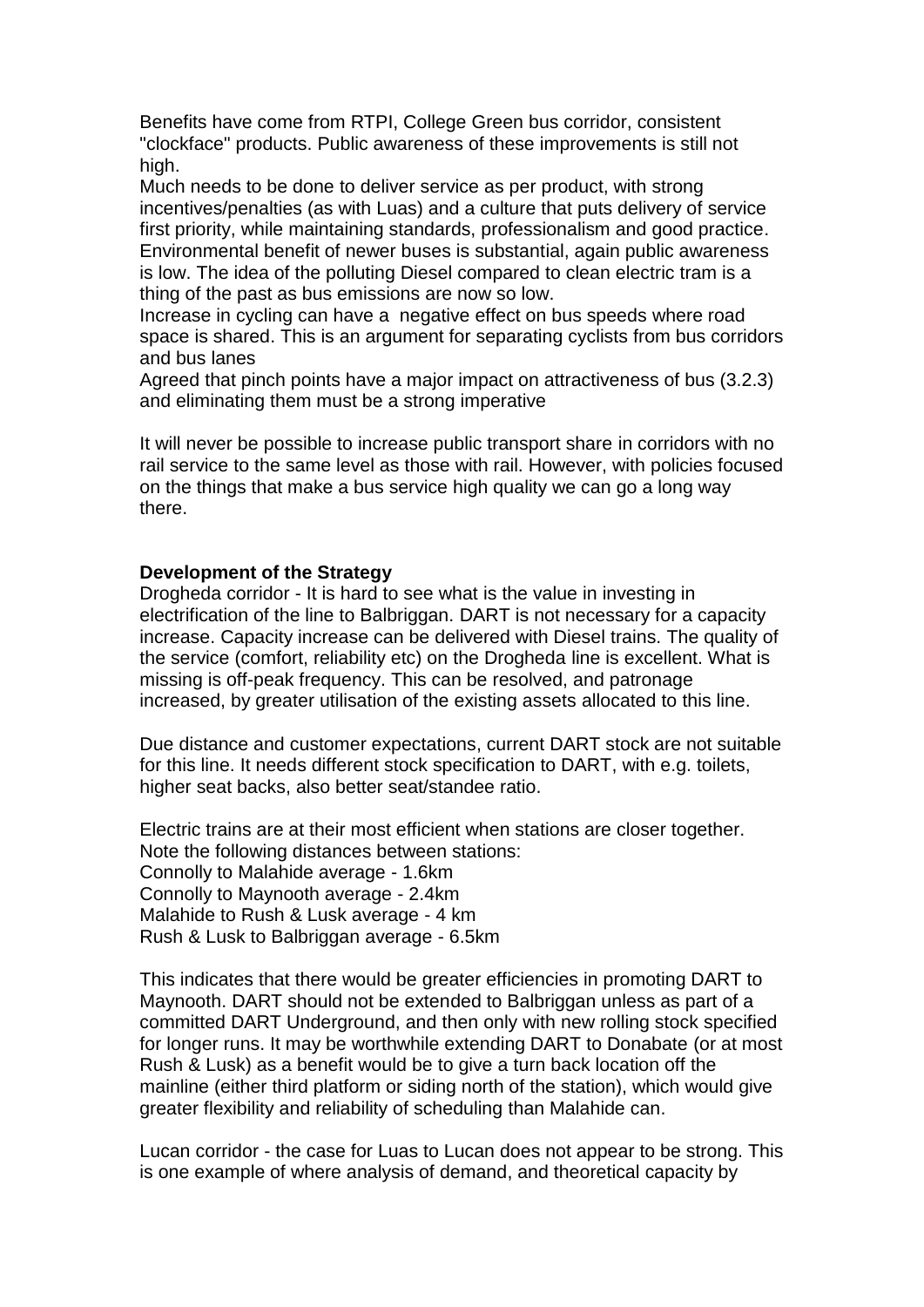Benefits have come from RTPI, College Green bus corridor, consistent "clockface" products. Public awareness of these improvements is still not high.

Much needs to be done to deliver service as per product, with strong incentives/penalties (as with Luas) and a culture that puts delivery of service first priority, while maintaining standards, professionalism and good practice.

Environmental benefit of newer buses is substantial, again public awareness is low. The idea of the polluting Diesel compared to clean electric tram is a thing of the past as bus emissions are now so low.

Increase in cycling can have a negative effect on bus speeds where road space is shared. This is an argument for separating cyclists from bus corridors and bus lanes

Agreed that pinch points have a major impact on attractiveness of bus (3.2.3) and eliminating them must be a strong imperative

It will never be possible to increase public transport share in corridors with no rail service to the same level as those with rail. However, with policies focused on the things that make a bus service high quality we can go a long way there.

**Development of the Strategy**

Drogheda corridor - It is hard to see what is the value in investing in electrification of the line to Balbriggan. DART is not necessary for a capacity increase. Capacity increase can be delivered with Diesel trains. The quality of the service (comfort, reliability etc) on the Drogheda line is excellent. What is missing is off-peak frequency. This can be resolved, and patronage increased, by greater utilisation of the existing assets allocated to this line.

Due distance and customer expectations, current DART stock are not suitable for this line. It needs different stock specification to DART, with e.g. toilets, higher seat backs, also better seat/standee ratio.

Electric trains are at their most efficient when stations are closer together. Note the following distances between stations:
Connolly to Malahide average - 1.6km
Connolly to Maynooth average - 2.4km
Malahide to Rush & Lusk average - 4 km
Rush & Lusk to Balbriggan average - 6.5km

This indicates that there would be greater efficiencies in promoting DART to Maynooth. DART should not be extended to Balbriggan unless as part of a committed DART Underground, and then only with new rolling stock specified for longer runs. It may be worthwhile extending DART to Donabate (or at most Rush & Lusk) as a benefit would be to give a turn back location off the mainline (either third platform or siding north of the station), which would give greater flexibility and reliability of scheduling than Malahide can.

Lucan corridor - the case for Luas to Lucan does not appear to be strong. This is one example of where analysis of demand, and theoretical capacity by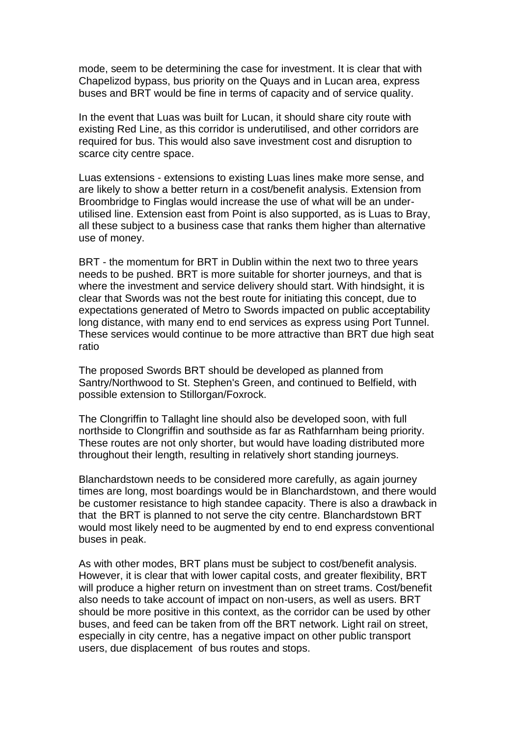mode, seem to be determining the case for investment. It is clear that with Chapelizod bypass, bus priority on the Quays and in Lucan area, express buses and BRT would be fine in terms of capacity and of service quality.

In the event that Luas was built for Lucan, it should share city route with existing Red Line, as this corridor is underutilised, and other corridors are required for bus. This would also save investment cost and disruption to scarce city centre space.

Luas extensions - extensions to existing Luas lines make more sense, and are likely to show a better return in a cost/benefit analysis. Extension from Broombridge to Finglas would increase the use of what will be an under-utilised line. Extension east from Point is also supported, as is Luas to Bray, all these subject to a business case that ranks them higher than alternative use of money.

BRT - the momentum for BRT in Dublin within the next two to three years needs to be pushed. BRT is more suitable for shorter journeys, and that is where the investment and service delivery should start. With hindsight, it is clear that Swords was not the best route for initiating this concept, due to expectations generated of Metro to Swords impacted on public acceptability long distance, with many end to end services as express using Port Tunnel. These services would continue to be more attractive than BRT due high seat ratio

The proposed Swords BRT should be developed as planned from Santry/Northwood to St. Stephen's Green, and continued to Belfield, with possible extension to Stillorgan/Foxrock.

The Clongriffin to Tallaght line should also be developed soon, with full northside to Clongriffin and southside as far as Rathfarnham being priority. These routes are not only shorter, but would have loading distributed more throughout their length, resulting in relatively short standing journeys.

Blanchardstown needs to be considered more carefully, as again journey times are long, most boardings would be in Blanchardstown, and there would be customer resistance to high standee capacity. There is also a drawback in that the BRT is planned to not serve the city centre. Blanchardstown BRT would most likely need to be augmented by end to end express conventional buses in peak.

As with other modes, BRT plans must be subject to cost/benefit analysis. However, it is clear that with lower capital costs, and greater flexibility, BRT will produce a higher return on investment than on street trams. Cost/benefit also needs to take account of impact on non-users, as well as users. BRT should be more positive in this context, as the corridor can be used by other buses, and feed can be taken from off the BRT network. Light rail on street, especially in city centre, has a negative impact on other public transport users, due displacement of bus routes and stops.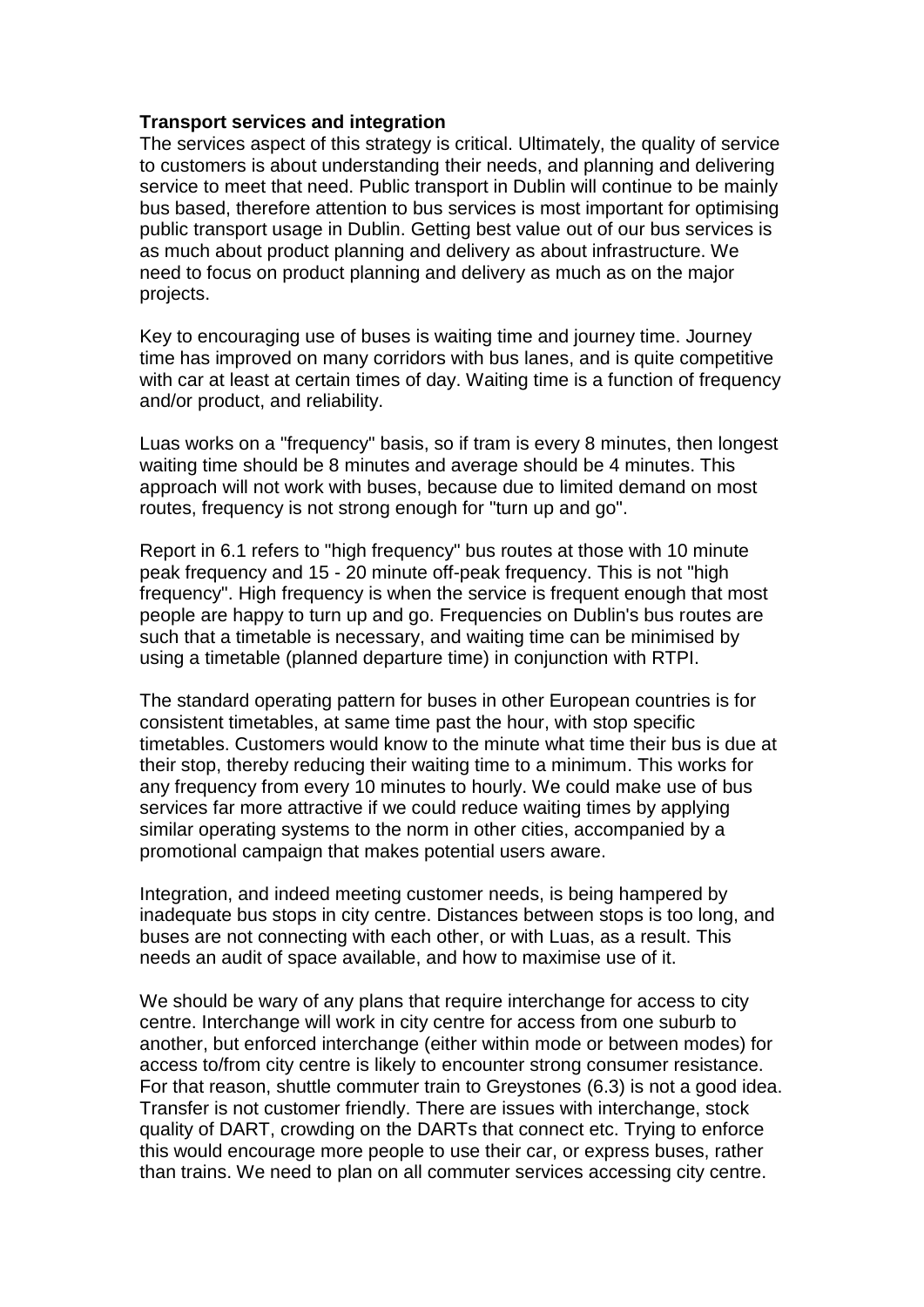**Transport services and integration**

The services aspect of this strategy is critical. Ultimately, the quality of service to customers is about understanding their needs, and planning and delivering service to meet that need. Public transport in Dublin will continue to be mainly bus based, therefore attention to bus services is most important for optimising public transport usage in Dublin. Getting best value out of our bus services is as much about product planning and delivery as about infrastructure. We need to focus on product planning and delivery as much as on the major projects.

Key to encouraging use of buses is waiting time and journey time. Journey time has improved on many corridors with bus lanes, and is quite competitive with car at least at certain times of day. Waiting time is a function of frequency and/or product, and reliability.

Luas works on a "frequency" basis, so if tram is every 8 minutes, then longest waiting time should be 8 minutes and average should be 4 minutes. This approach will not work with buses, because due to limited demand on most routes, frequency is not strong enough for "turn up and go".

Report in 6.1 refers to "high frequency" bus routes at those with 10 minute peak frequency and 15 - 20 minute off-peak frequency. This is not "high frequency". High frequency is when the service is frequent enough that most people are happy to turn up and go. Frequencies on Dublin's bus routes are such that a timetable is necessary, and waiting time can be minimised by using a timetable (planned departure time) in conjunction with RTPI.

The standard operating pattern for buses in other European countries is for consistent timetables, at same time past the hour, with stop specific timetables. Customers would know to the minute what time their bus is due at their stop, thereby reducing their waiting time to a minimum. This works for any frequency from every 10 minutes to hourly. We could make use of bus services far more attractive if we could reduce waiting times by applying similar operating systems to the norm in other cities, accompanied by a promotional campaign that makes potential users aware.

Integration, and indeed meeting customer needs, is being hampered by inadequate bus stops in city centre. Distances between stops is too long, and buses are not connecting with each other, or with Luas, as a result. This needs an audit of space available, and how to maximise use of it.

We should be wary of any plans that require interchange for access to city centre. Interchange will work in city centre for access from one suburb to another, but enforced interchange (either within mode or between modes) for access to/from city centre is likely to encounter strong consumer resistance. For that reason, shuttle commuter train to Greystones (6.3) is not a good idea. Transfer is not customer friendly. There are issues with interchange, stock quality of DART, crowding on the DARTs that connect etc. Trying to enforce this would encourage more people to use their car, or express buses, rather than trains. We need to plan on all commuter services accessing city centre.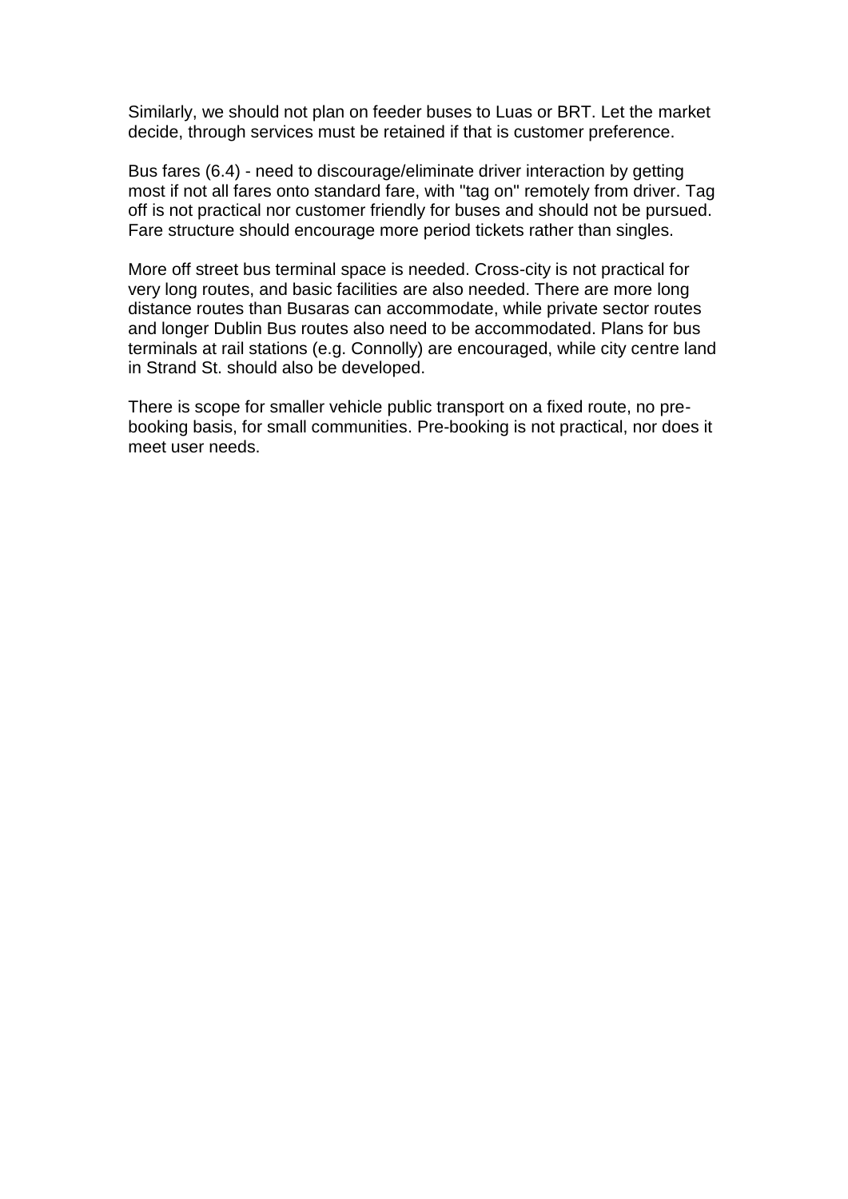Similarly, we should not plan on feeder buses to Luas or BRT. Let the market decide, through services must be retained if that is customer preference.

Bus fares (6.4) - need to discourage/eliminate driver interaction by getting most if not all fares onto standard fare, with "tag on" remotely from driver. Tag off is not practical nor customer friendly for buses and should not be pursued. Fare structure should encourage more period tickets rather than singles.

More off street bus terminal space is needed. Cross-city is not practical for very long routes, and basic facilities are also needed. There are more long distance routes than Busaras can accommodate, while private sector routes and longer Dublin Bus routes also need to be accommodated. Plans for bus terminals at rail stations (e.g. Connolly) are encouraged, while city centre land in Strand St. should also be developed.

There is scope for smaller vehicle public transport on a fixed route, no pre-booking basis, for small communities. Pre-booking is not practical, nor does it meet user needs.